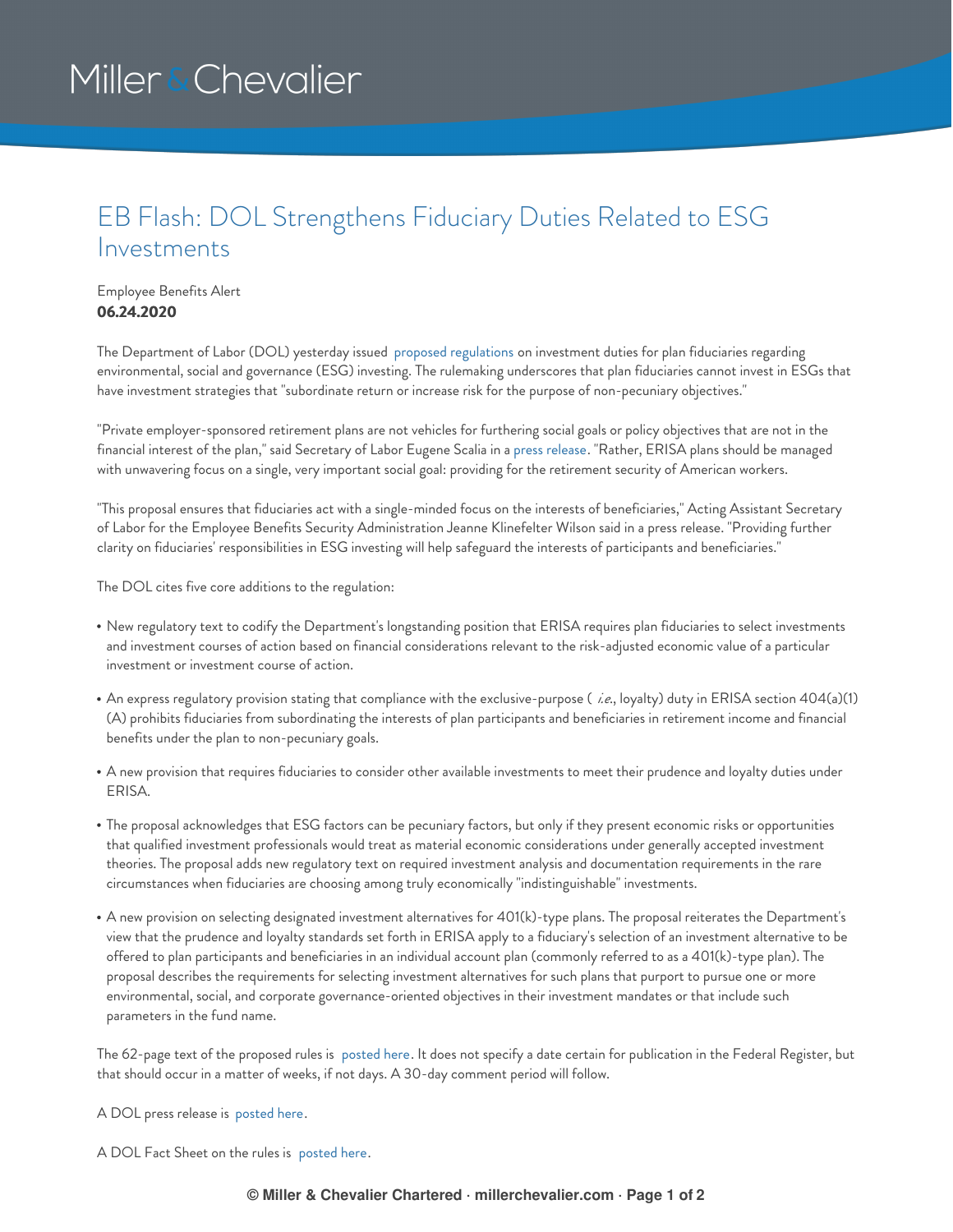# EB Flash: DOL Strengthens Fiduciary Duties Related to ESG Investments

Employee Benefits Alert

**06.24.2020**

The Department of Labor (DOL) yesterday issued proposed regulations on investment duties for plan fiduciaries regarding environmental, social and governance (ESG) investing. The rulemaking underscores that plan fiduciaries cannot invest in ESGs that have investment strategies that "subordinate return or increase risk for the purpose of non-pecuniary objectives."

"Private employer-sponsored retirement plans are not vehicles for furthering social goals or policy objectives that are not in the financial interest of the plan," said Secretary of Labor Eugene Scalia in a press release. "Rather, ERISA plans should be managed with unwavering focus on a single, very important social goal: providing for the retirement security of American workers.

"This proposal ensures that fiduciaries act with a single-minded focus on the interests of beneficiaries," Acting Assistant Secretary of Labor for the Employee Benefits Security Administration Jeanne Klinefelter Wilson said in a press release. "Providing further clarity on fiduciaries' responsibilities in ESG investing will help safeguard the interests of participants and beneficiaries."

The DOL cites five core additions to the regulation:

- New regulatory text to codify the Department's longstanding position that ERISA requires plan fiduciaries to select investments and investment courses of action based on financial considerations relevant to the risk-adjusted economic value of a particular investment or investment course of action.
- An express regulatory provision stating that compliance with the exclusive-purpose ( *i.e.*, loyalty) duty in ERISA section 404(a)(1)(A) prohibits fiduciaries from subordinating the interests of plan participants and beneficiaries in retirement income and financial benefits under the plan to non-pecuniary goals.
- A new provision that requires fiduciaries to consider other available investments to meet their prudence and loyalty duties under ERISA.
- The proposal acknowledges that ESG factors can be pecuniary factors, but only if they present economic risks or opportunities that qualified investment professionals would treat as material economic considerations under generally accepted investment theories. The proposal adds new regulatory text on required investment analysis and documentation requirements in the rare circumstances when fiduciaries are choosing among truly economically "indistinguishable" investments.
- A new provision on selecting designated investment alternatives for 401(k)-type plans. The proposal reiterates the Department's view that the prudence and loyalty standards set forth in ERISA apply to a fiduciary's selection of an investment alternative to be offered to plan participants and beneficiaries in an individual account plan (commonly referred to as a 401(k)-type plan). The proposal describes the requirements for selecting investment alternatives for such plans that purport to pursue one or more environmental, social, and corporate governance-oriented objectives in their investment mandates or that include such parameters in the fund name.

The 62-page text of the proposed rules is posted here. It does not specify a date certain for publication in the Federal Register, but that should occur in a matter of weeks, if not days. A 30-day comment period will follow.

A DOL press release is posted here.

A DOL Fact Sheet on the rules is posted here.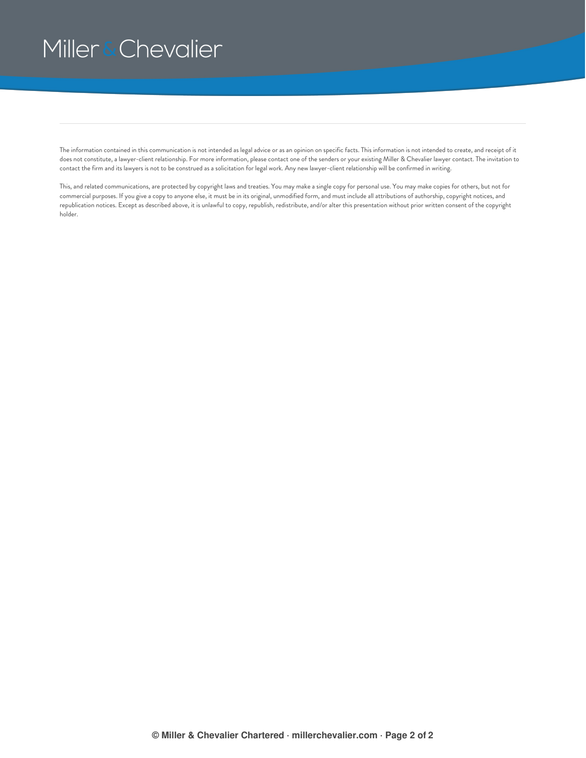The information contained in this communication is not intended as legal advice or as an opinion on specific facts. This information is not intended to create, and receipt of it does not constitute, a lawyer-client relationship. For more information, please contact one of the senders or your existing Miller & Chevalier lawyer contact. The invitation to contact the firm and its lawyers is not to be construed as a solicitation for legal work. Any new lawyer-client relationship will be confirmed in writing.

This, and related communications, are protected by copyright laws and treaties. You may make a single copy for personal use. You may make copies for others, but not for commercial purposes. If you give a copy to anyone else, it must be in its original, unmodified form, and must include all attributions of authorship, copyright notices, and republication notices. Except as described above, it is unlawful to copy, republish, redistribute, and/or alter this presentation without prior written consent of the copyright holder.